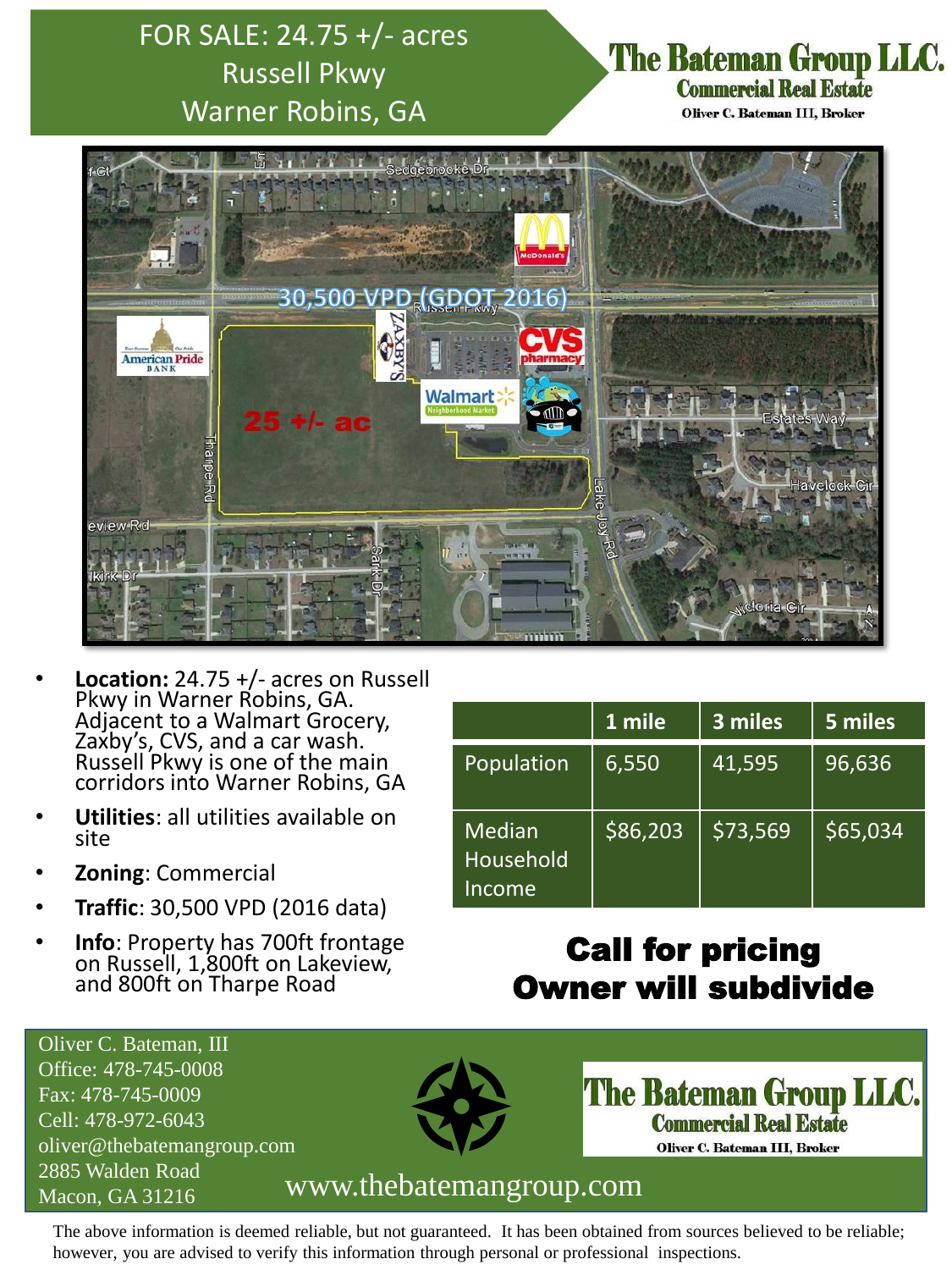# FOR SALE: 24.75 +/- acres Russell Pkwy Warner Robins, GA

**The Bateman Group LLC.**
**Commercial Real Estate**
Oliver C. Bateman III, Broker

- **Location:** 24.75 +/- acres on Russell Pkwy in Warner Robins, GA. Adjacent to a Walmart Grocery, Zaxby's, CVS, and a car wash. Russell Pkwy is one of the main corridors into Warner Robins, GA
- **Utilities**: all utilities available on site
- **Zoning**: Commercial
- **Traffic**: 30,500 VPD (2016 data)
- **Info**: Property has 700ft frontage on Russell, 1,800ft on Lakeview, and 800ft on Tharpe Road

| | 1 mile | 3 miles | 5 miles |
|---|---|---|---|
| Population | 6,550 | 41,595 | 96,636 |
| Median Household Income | $86,203 | $73,569 | $65,034 |

## Call for pricing
## Owner will subdivide

Oliver C. Bateman, III
Office: 478-745-0008
Fax: 478-745-0009
Cell: 478-972-6043
oliver@thebatemangroup.com
2885 Walden Road
Macon, GA 31216

**The Bateman Group LLC.**
**Commercial Real Estate**
Oliver C. Bateman III, Broker

www.thebatemangroup.com

The above information is deemed reliable, but not guaranteed. It has been obtained from sources believed to be reliable; however, you are advised to verify this information through personal or professional inspections.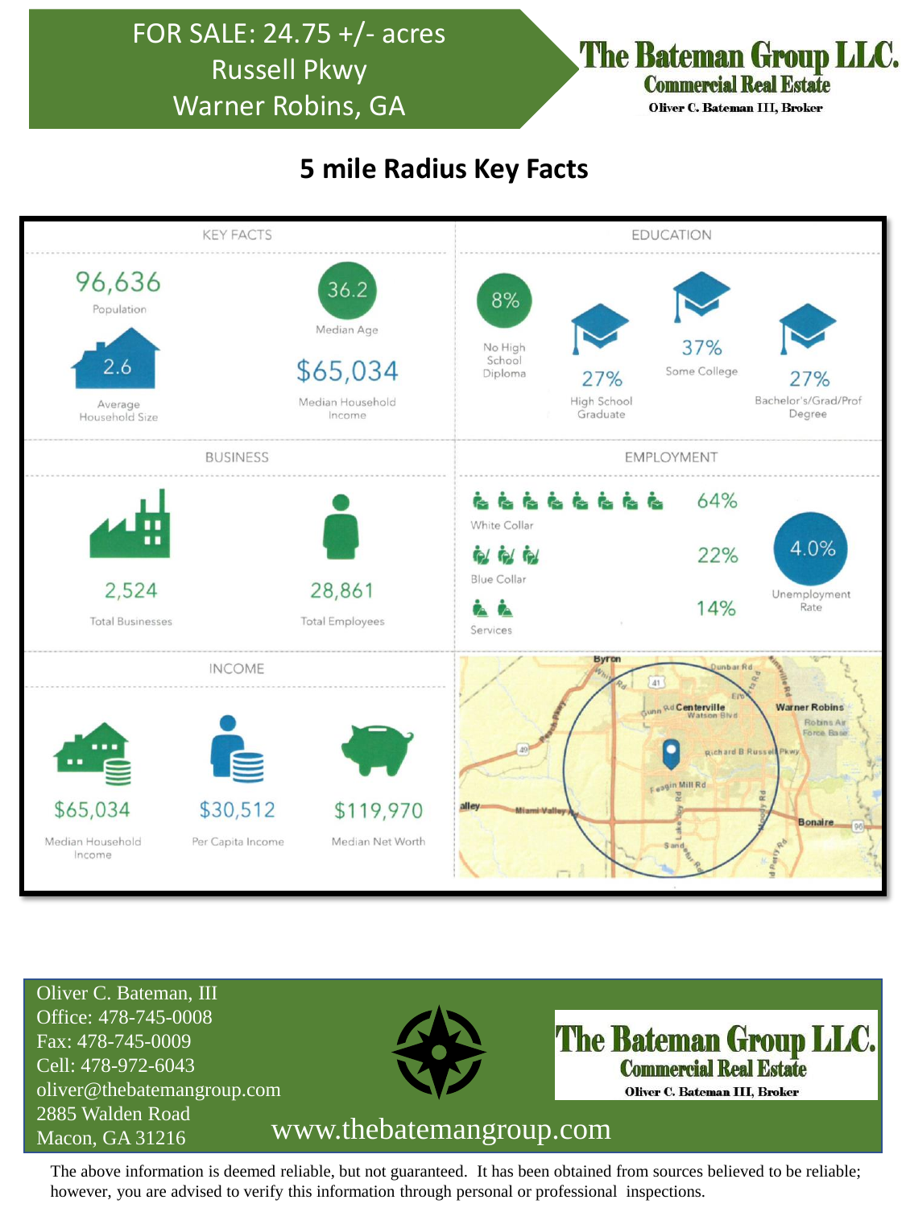FOR SALE: 24.75 +/- acres
Russell Pkwy
Warner Robins, GA

**The Bateman Group LLC.**
**Commercial Real Estate**
Oliver C. Bateman III, Broker

## 5 mile Radius Key Facts

### KEY FACTS

96,636
Population

36.2
Median Age

2.6
Average Household Size

$65,034
Median Household Income

### EDUCATION

8%
No High School Diploma

27%
High School Graduate

37%
Some College

27%
Bachelor's/Grad/Prof Degree

### BUSINESS

2,524
Total Businesses

28,861
Total Employees

### EMPLOYMENT

White Collar 64%

Blue Collar 22%

Services 14%

4.0%
Unemployment Rate

### INCOME

$65,034
Median Household Income

$30,512
Per Capita Income

$119,970
Median Net Worth

Byron
Centerville
Warner Robins
Robins Air Force Base
Bonaire
Richard B Russell Pkwy
Feagin Mill Rd
Watson Blvd
Miami Valley
Dunbar Rd

---

Oliver C. Bateman, III
Office: 478-745-0008
Fax: 478-745-0009
Cell: 478-972-6043
oliver@thebatemangroup.com
2885 Walden Road
Macon, GA 31216

**The Bateman Group LLC.**
**Commercial Real Estate**
Oliver C. Bateman III, Broker

www.thebatemangroup.com

The above information is deemed reliable, but not guaranteed. It has been obtained from sources believed to be reliable; however, you are advised to verify this information through personal or professional inspections.